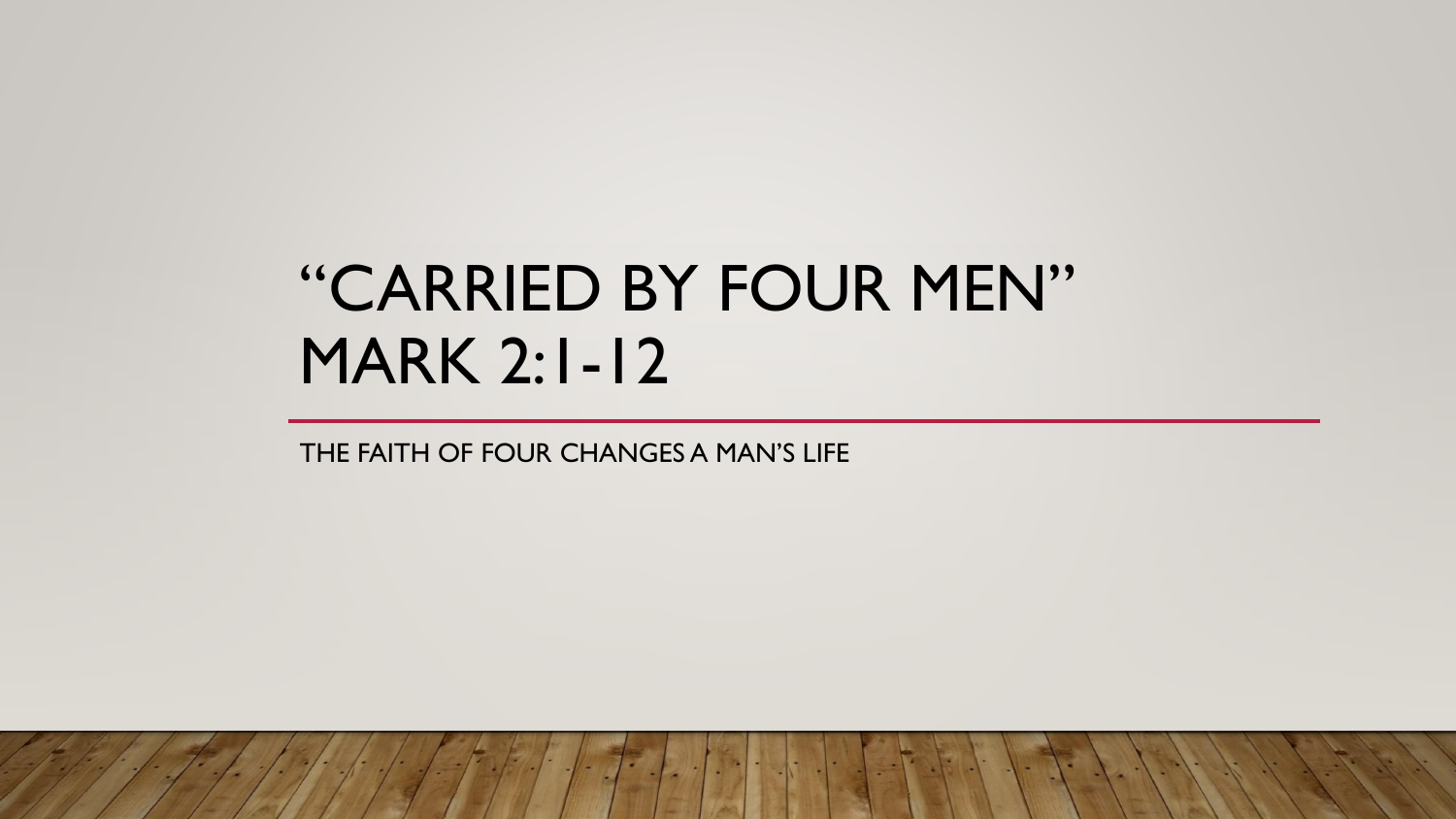# "CARRIED BY FOUR MEN" MARK 2:1-12

THE FAITH OF FOUR CHANGES A MAN'S LIFE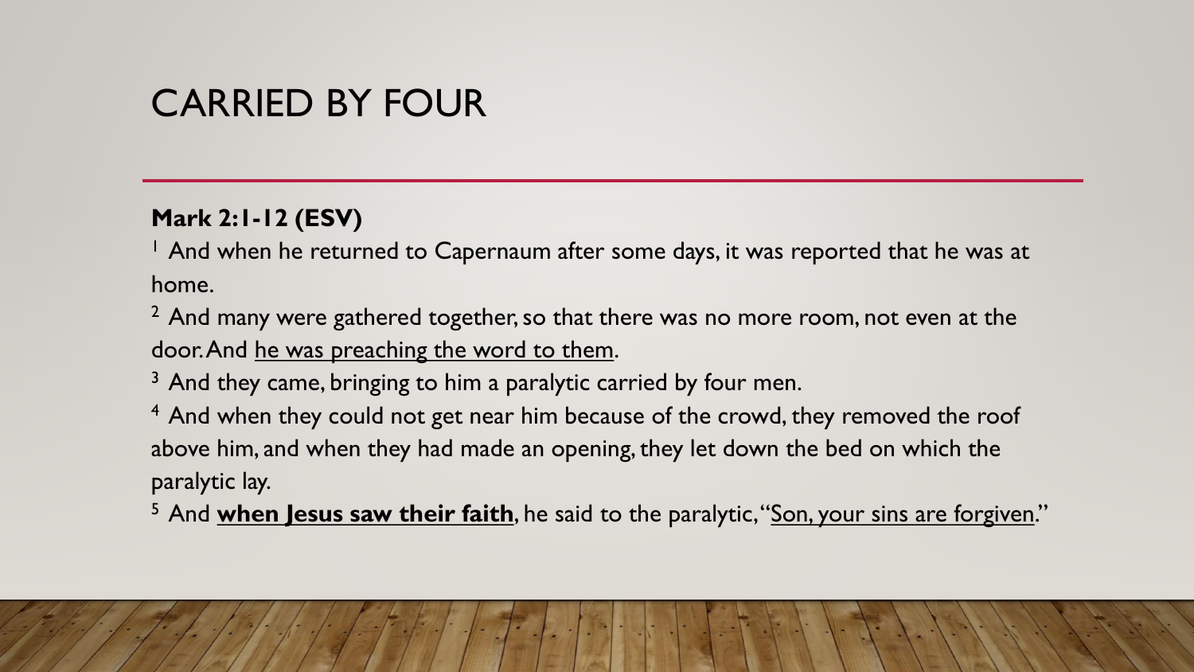# CARRIED BY FOUR

**Mark 2:1-12 (ESV)**

[1] And when he returned to Capernaum after some days, it was reported that he was at home.

[2] And many were gathered together, so that there was no more room, not even at the door. And <u>he was preaching the word to them</u>.

[3] And they came, bringing to him a paralytic carried by four men.

[4] And when they could not get near him because of the crowd, they removed the roof above him, and when they had made an opening, they let down the bed on which the paralytic lay.

[5] And **<u>when Jesus saw their faith</u>**, he said to the paralytic, "<u>Son, your sins are forgiven</u>."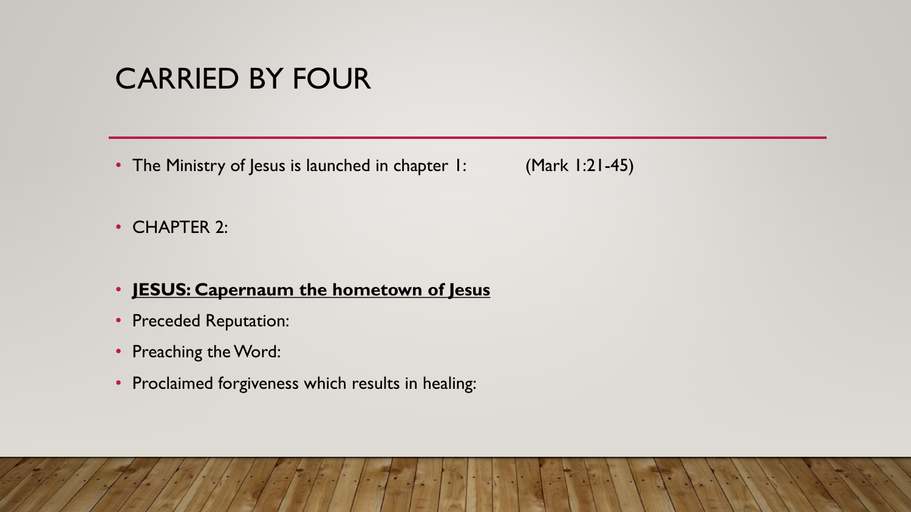# CARRIED BY FOUR

- The Ministry of Jesus is launched in chapter 1: (Mark 1:21-45)
- CHAPTER 2:
- **JESUS: Capernaum the hometown of Jesus**
- Preceded Reputation:
- Preaching the Word:
- Proclaimed forgiveness which results in healing: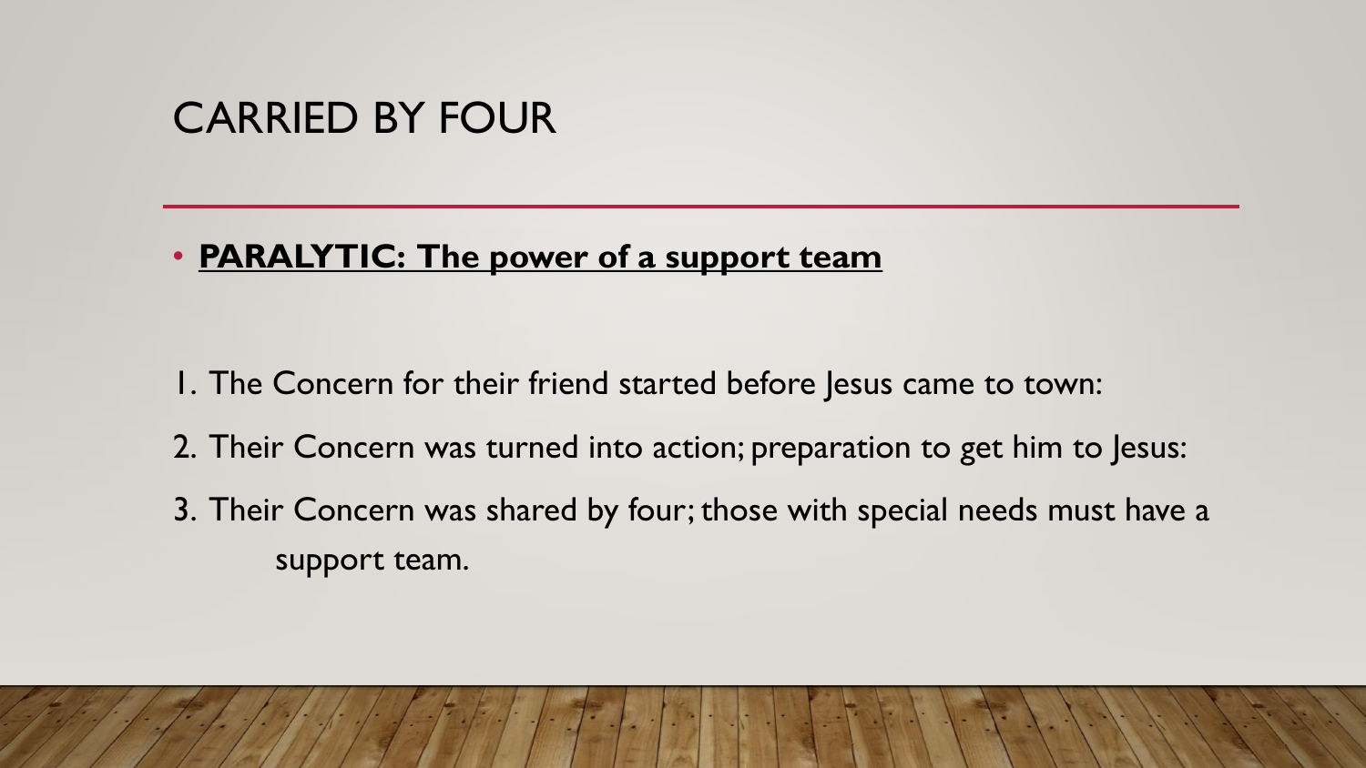# CARRIED BY FOUR

- **PARALYTIC: The power of a support team**

1. The Concern for their friend started before Jesus came to town:
2. Their Concern was turned into action; preparation to get him to Jesus:
3. Their Concern was shared by four; those with special needs must have a support team.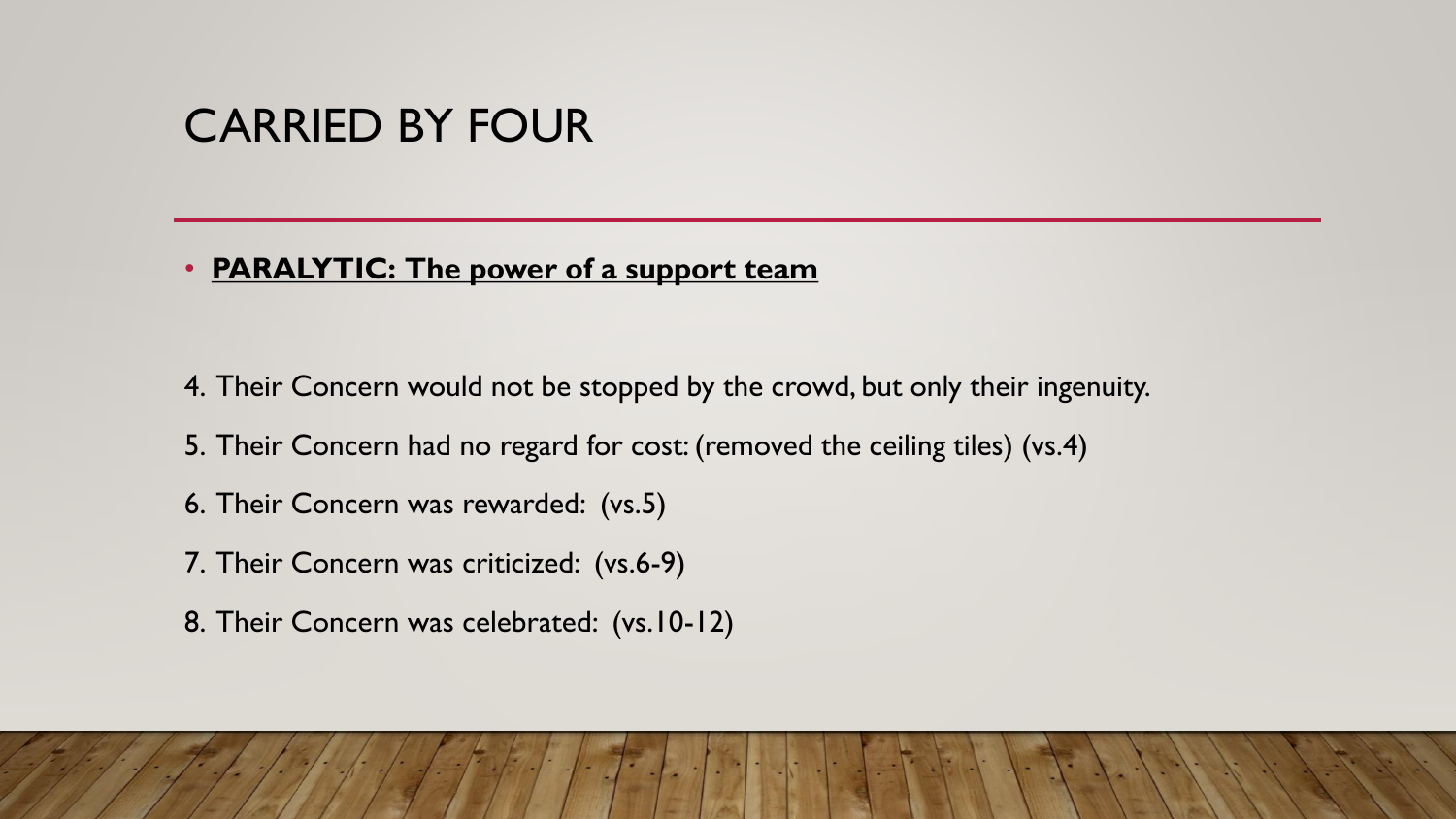# CARRIED BY FOUR

- **PARALYTIC: The power of a support team**

4. Their Concern would not be stopped by the crowd, but only their ingenuity.
5. Their Concern had no regard for cost: (removed the ceiling tiles) (vs.4)
6. Their Concern was rewarded: (vs.5)
7. Their Concern was criticized: (vs.6-9)
8. Their Concern was celebrated: (vs.10-12)